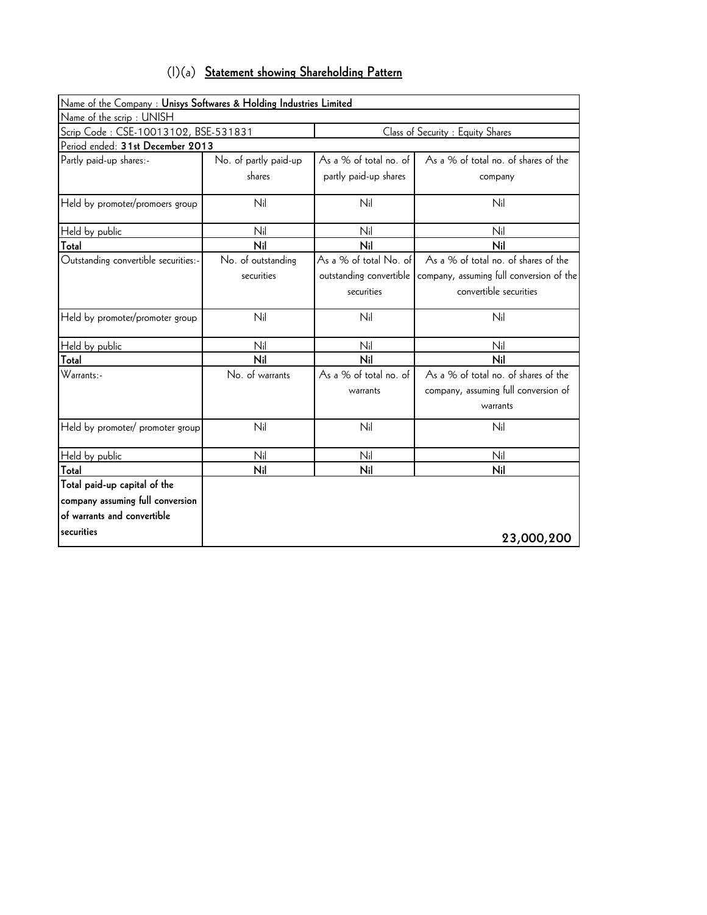# (I)(a) **Statement showing Shareholding Pattern**

| Name of the Company : **Unisys Softwares & Holding Industries Limited** | | | |
|---|---|---|---|
| Name of the scrip : UNISH | | | |
| Scrip Code : CSE-10013102, BSE-531831 | | Class of Security : Equity Shares | |
| Period ended: **31st December 2013** | | | |
| Partly paid-up shares:- | No. of partly paid-up shares | As a % of total no. of partly paid-up shares | As a % of total no. of shares of the company |
| Held by promoter/promoers group | Nil | Nil | Nil |
| Held by public | Nil | Nil | Nil |
| **Total** | **Nil** | **Nil** | **Nil** |
| Outstanding convertible securities:- | No. of outstanding securities | As a % of total No. of outstanding convertible securities | As a % of total no. of shares of the company, assuming full conversion of the convertible securities |
| Held by promoter/promoter group | Nil | Nil | Nil |
| Held by public | Nil | Nil | Nil |
| **Total** | **Nil** | **Nil** | **Nil** |
| Warrants:- | No. of warrants | As a % of total no. of warrants | As a % of total no. of shares of the company, assuming full conversion of warrants |
| Held by promoter/ promoter group | Nil | Nil | Nil |
| Held by public | Nil | Nil | Nil |
| **Total** | **Nil** | **Nil** | **Nil** |
| **Total paid-up capital of the company assuming full conversion of warrants and convertible securities** | | | **23,000,200** |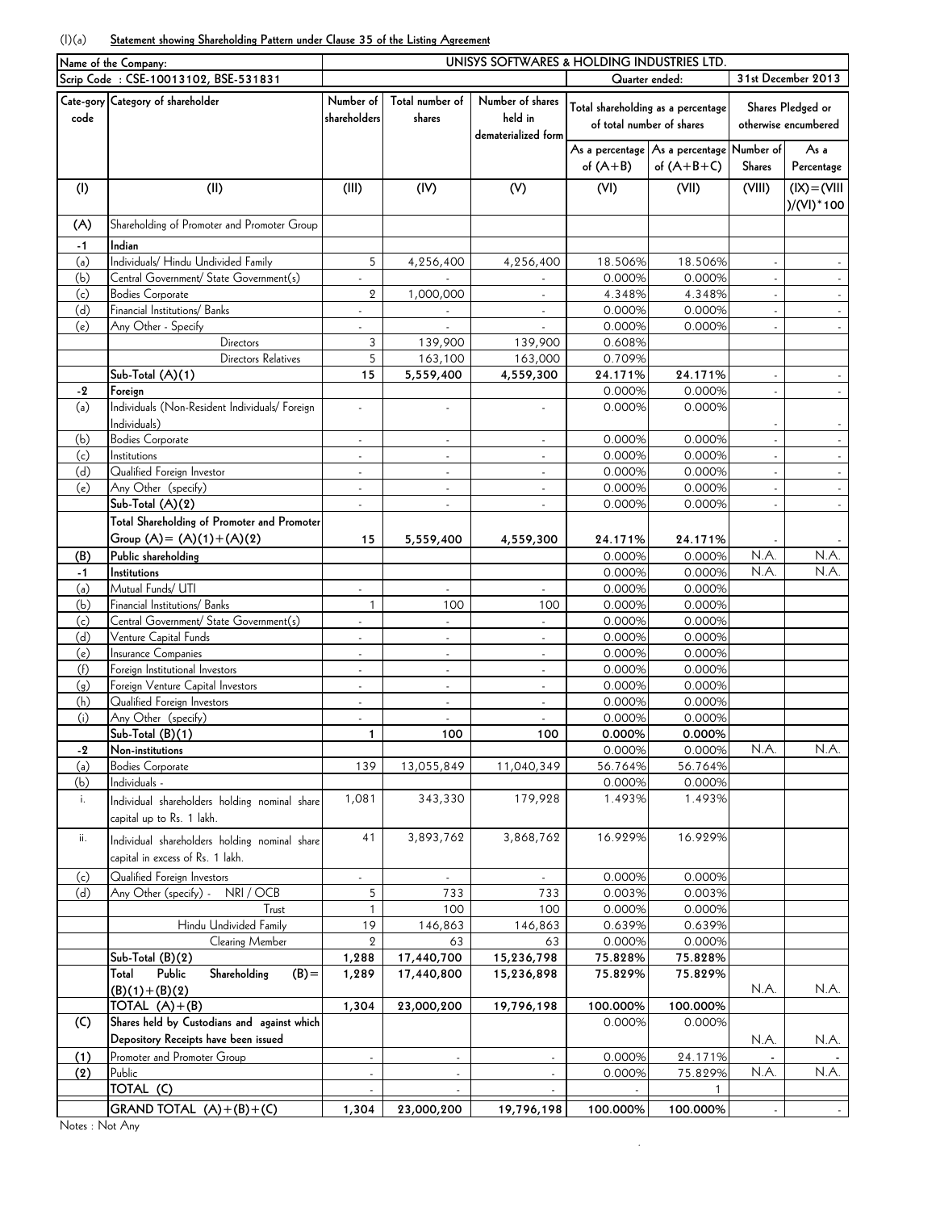(I)(a) **Statement showing Shareholding Pattern under Clause 35 of the Listing Agreement**

| Name of the Company: | | UNISYS SOFTWARES & HOLDING INDUSTRIES LTD. | | | | | | |
|---|---|---|---|---|---|---|---|---|
| Scrip Code : CSE-10013102, BSE-531831 | | | | | Quarter ended: | | 31st December 2013 | |
| Cate-gory code | Category of shareholder | Number of shareholders | Total number of shares | Number of shares held in dematerialized form | Total shareholding as a percentage of total number of shares | | Shares Pledged or otherwise encumbered | |
| | | | | | As a percentage of (A+B) | As a percentage of (A+B+C) | Number of Shares | As a Percentage |
| (I) | (II) | (III) | (IV) | (V) | (VI) | (VII) | (VIII) | (IX)=(VIII)/(VI)*100 |
| (A) | Shareholding of Promoter and Promoter Group | | | | | | | |
| -1 | **Indian** | | | | | | | |
| (a) | Individuals/ Hindu Undivided Family | 5 | 4,256,400 | 4,256,400 | 18.506% | 18.506% | - | - |
| (b) | Central Government/ State Government(s) | - | - | - | 0.000% | 0.000% | - | - |
| (c) | Bodies Corporate | 2 | 1,000,000 | - | 4.348% | 4.348% | - | - |
| (d) | Financial Institutions/ Banks | - | - | - | 0.000% | 0.000% | - | - |
| (e) | Any Other - Specify | - | - | - | 0.000% | 0.000% | - | - |
| | Directors | 3 | 139,900 | 139,900 | 0.608% | | | |
| | Directors Relatives | 5 | 163,100 | 163,000 | 0.709% | | | |
| | **Sub-Total (A)(1)** | **15** | **5,559,400** | **4,559,300** | **24.171%** | **24.171%** | - | - |
| -2 | **Foreign** | | | | 0.000% | 0.000% | - | - |
| (a) | Individuals (Non-Resident Individuals/ Foreign Individuals) | - | - | - | 0.000% | 0.000% | - | - |
| (b) | Bodies Corporate | - | - | - | 0.000% | 0.000% | - | - |
| (c) | Institutions | - | - | - | 0.000% | 0.000% | - | - |
| (d) | Qualified Foreign Investor | - | - | - | 0.000% | 0.000% | - | - |
| (e) | Any Other (specify) | - | - | - | 0.000% | 0.000% | - | - |
| | Sub-Total (A)(2) | - | - | - | 0.000% | 0.000% | - | - |
| | **Total Shareholding of Promoter and Promoter Group (A)= (A)(1)+(A)(2)** | **15** | **5,559,400** | **4,559,300** | **24.171%** | **24.171%** | - | - |
| **(B)** | **Public shareholding** | | | | 0.000% | 0.000% | N.A. | N.A. |
| -1 | **Institutions** | | | | 0.000% | 0.000% | N.A. | N.A. |
| (a) | Mutual Funds/ UTI | - | - | - | 0.000% | 0.000% | | |
| (b) | Financial Institutions/ Banks | 1 | 100 | 100 | 0.000% | 0.000% | | |
| (c) | Central Government/ State Government(s) | - | - | - | 0.000% | 0.000% | | |
| (d) | Venture Capital Funds | - | - | - | 0.000% | 0.000% | | |
| (e) | Insurance Companies | - | - | - | 0.000% | 0.000% | | |
| (f) | Foreign Institutional Investors | - | - | - | 0.000% | 0.000% | | |
| (g) | Foreign Venture Capital Investors | - | - | - | 0.000% | 0.000% | | |
| (h) | Qualified Foreign Investors | - | - | - | 0.000% | 0.000% | | |
| (i) | Any Other (specify) | - | - | - | 0.000% | 0.000% | | |
| | **Sub-Total (B)(1)** | **1** | **100** | **100** | **0.000%** | **0.000%** | | |
| -2 | **Non-institutions** | | | | 0.000% | 0.000% | N.A. | N.A. |
| (a) | Bodies Corporate | 139 | 13,055,849 | 11,040,349 | 56.764% | 56.764% | | |
| (b) | Individuals - | | | | 0.000% | 0.000% | | |
| i. | Individual shareholders holding nominal share capital up to Rs. 1 lakh. | 1,081 | 343,330 | 179,928 | 1.493% | 1.493% | | |
| ii. | Individual shareholders holding nominal share capital in excess of Rs. 1 lakh. | 41 | 3,893,762 | 3,868,762 | 16.929% | 16.929% | | |
| (c) | Qualified Foreign Investors | - | - | - | 0.000% | 0.000% | | |
| (d) | Any Other (specify) - NRI / OCB | 5 | 733 | 733 | 0.003% | 0.003% | | |
| | Trust | 1 | 100 | 100 | 0.000% | 0.000% | | |
| | Hindu Undivided Family | 19 | 146,863 | 146,863 | 0.639% | 0.639% | | |
| | Clearing Member | 2 | 63 | 63 | 0.000% | 0.000% | | |
| | **Sub-Total (B)(2)** | **1,288** | **17,440,700** | **15,236,798** | **75.828%** | **75.828%** | | |
| | **Total Public Shareholding (B)= (B)(1)+(B)(2)** | **1,289** | **17,440,800** | **15,236,898** | **75.829%** | **75.829%** | N.A. | N.A. |
| | **TOTAL (A)+(B)** | **1,304** | **23,000,200** | **19,796,198** | **100.000%** | **100.000%** | | |
| **(C)** | **Shares held by Custodians and against which Depository Receipts have been issued** | | | | 0.000% | 0.000% | N.A. | N.A. |
| **(1)** | Promoter and Promoter Group | - | - | - | 0.000% | 24.171% | - | - |
| **(2)** | Public | - | - | - | 0.000% | 75.829% | N.A. | N.A. |
| | TOTAL (C) | - | - | - | - | 1 | | |
| | **GRAND TOTAL (A)+(B)+(C)** | **1,304** | **23,000,200** | **19,796,198** | **100.000%** | **100.000%** | - | - |

Notes : Not Any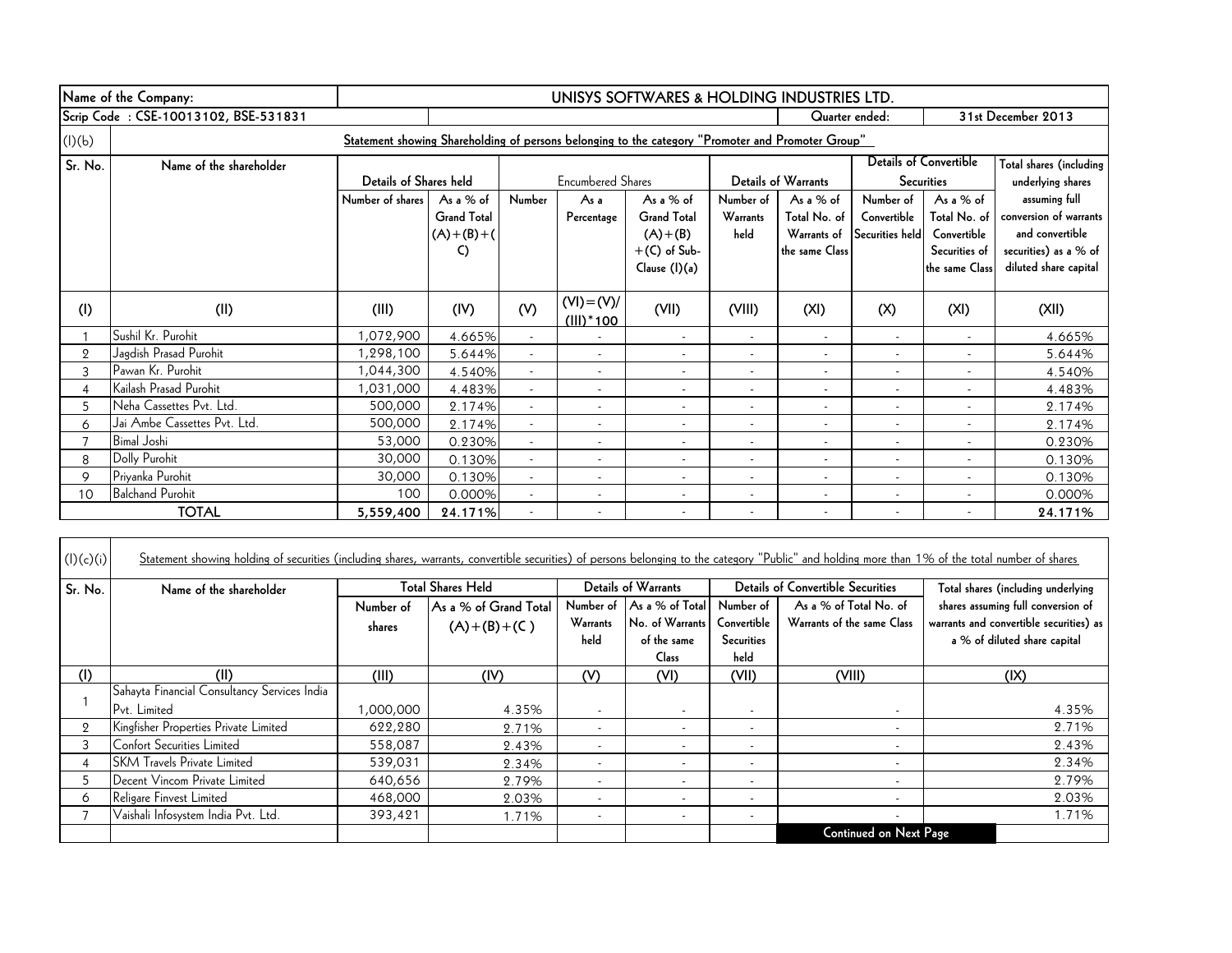| Name of the Company: | | UNISYS SOFTWARES & HOLDING INDUSTRIES LTD. | | | | | | | | | |
|---|---|---|---|---|---|---|---|---|---|---|---|
| Scrip Code : CSE-10013102, BSE-531831 | | | | | | | | Quarter ended: | | 31st December 2013 | |

**(I)(b) Statement showing Shareholding of persons belonging to the category "Promoter and Promoter Group"**

| Sr. No. | Name of the shareholder | Details of Shares held | | Encumbered Shares | | | Details of Warrants | | Details of Convertible Securities | | Total shares (including underlying shares assuming full conversion of warrants and convertible securities) as a % of diluted share capital |
|---|---|---|---|---|---|---|---|---|---|---|---|
| | | Number of shares | As a % of Grand Total (A)+(B)+(C) | Number | As a Percentage | As a % of Grand Total (A)+(B)+(C) of Sub-Clause (I)(a) | Number of Warrants held | As a % of Total No. of Warrants of the same Class | Number of Convertible Securities held | As a % of Total No. of Convertible Securities of the same Class | |
| (I) | (II) | (III) | (IV) | (V) | (VI)=(V)/(III)*100 | (VII) | (VIII) | (XI) | (X) | (XI) | (XII) |
| 1 | Sushil Kr. Purohit | 1,072,900 | 4.665% | - | - | - | - | - | - | - | 4.665% |
| 2 | Jagdish Prasad Purohit | 1,298,100 | 5.644% | - | - | - | - | - | - | - | 5.644% |
| 3 | Pawan Kr. Purohit | 1,044,300 | 4.540% | - | - | - | - | - | - | - | 4.540% |
| 4 | Kailash Prasad Purohit | 1,031,000 | 4.483% | - | - | - | - | - | - | - | 4.483% |
| 5 | Neha Cassettes Pvt. Ltd. | 500,000 | 2.174% | - | - | - | - | - | - | - | 2.174% |
| 6 | Jai Ambe Cassettes Pvt. Ltd. | 500,000 | 2.174% | - | - | - | - | - | - | - | 2.174% |
| 7 | Bimal Joshi | 53,000 | 0.230% | - | - | - | - | - | - | - | 0.230% |
| 8 | Dolly Purohit | 30,000 | 0.130% | - | - | - | - | - | - | - | 0.130% |
| 9 | Priyanka Purohit | 30,000 | 0.130% | - | - | - | - | - | - | - | 0.130% |
| 10 | Balchand Purohit | 100 | 0.000% | - | - | - | - | - | - | - | 0.000% |
| | **TOTAL** | **5,559,400** | **24.171%** | - | - | - | - | - | - | - | **24.171%** |

**(I)(c)(i) Statement showing holding of securities (including shares, warrants, convertible securities) of persons belonging to the category "Public" and holding more than 1% of the total number of shares**

| Sr. No. | Name of the shareholder | Total Shares Held | | Details of Warrants | | Details of Convertible Securities | | Total shares (including underlying shares assuming full conversion of warrants and convertible securities) as a % of diluted share capital |
|---|---|---|---|---|---|---|---|---|
| | | Number of shares | As a % of Grand Total (A)+(B)+(C) | Number of Warrants held | As a % of Total No. of Warrants of the same Class | Number of Convertible Securities held | As a % of Total No. of Warrants of the same Class | |
| (I) | (II) | (III) | (IV) | (V) | (VI) | (VII) | (VIII) | (IX) |
| 1 | Sahayta Financial Consultancy Services India Pvt. Limited | 1,000,000 | 4.35% | - | - | - | - | 4.35% |
| 2 | Kingfisher Properties Private Limited | 622,280 | 2.71% | - | - | - | - | 2.71% |
| 3 | Confort Securities Limited | 558,087 | 2.43% | - | - | - | - | 2.43% |
| 4 | SKM Travels Private Limited | 539,031 | 2.34% | - | - | - | - | 2.34% |
| 5 | Decent Vincom Private Limited | 640,656 | 2.79% | - | - | - | - | 2.79% |
| 6 | Religare Finvest Limited | 468,000 | 2.03% | - | - | - | - | 2.03% |
| 7 | Vaishali Infosystem India Pvt. Ltd. | 393,421 | 1.71% | - | - | - | - | 1.71% |
| | | | | | | | **Continued on Next Page** | |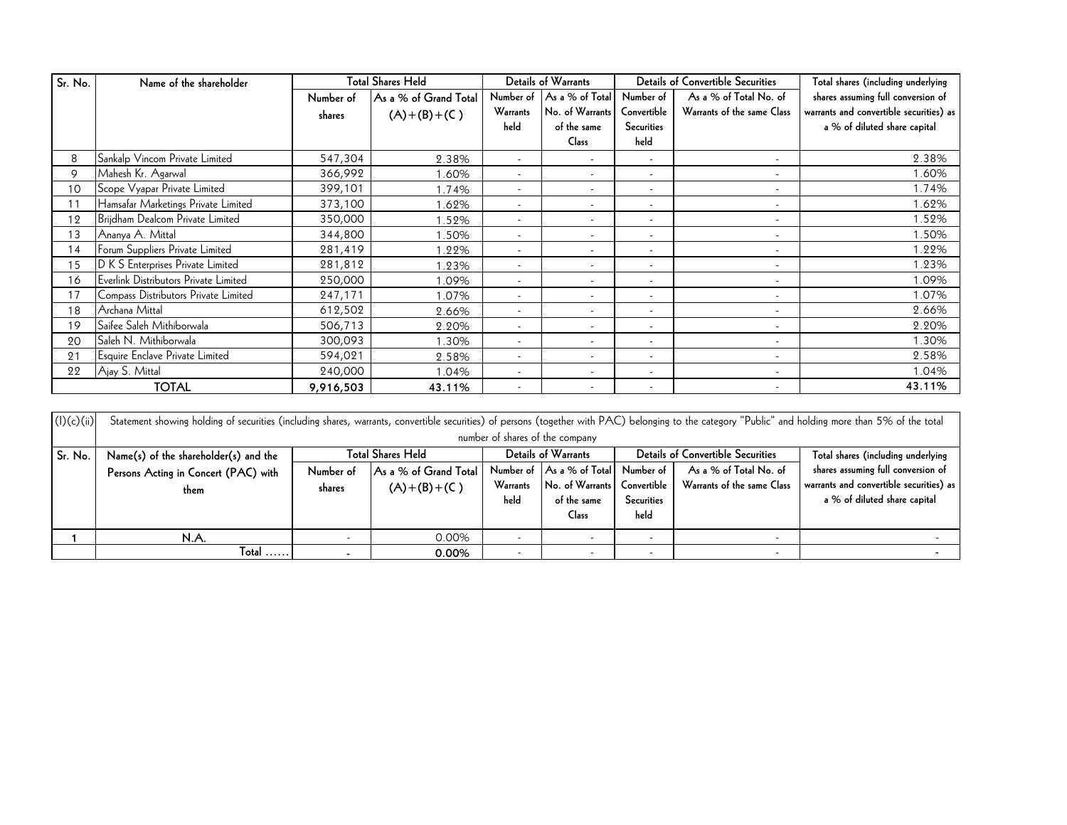| Sr. No. | Name of the shareholder | Total Shares Held | | Details of Warrants | | Details of Convertible Securities | | Total shares (including underlying shares assuming full conversion of warrants and convertible securities) as a % of diluted share capital |
|---|---|---|---|---|---|---|---|---|
| | | Number of shares | As a % of Grand Total (A)+(B)+(C ) | Number of Warrants held | As a % of Total No. of Warrants of the same Class | Number of Convertible Securities held | As a % of Total No. of Warrants of the same Class | |
| 8 | Sankalp Vincom Private Limited | 547,304 | 2.38% | - | - | - | - | 2.38% |
| 9 | Mahesh Kr. Agarwal | 366,992 | 1.60% | - | - | - | - | 1.60% |
| 10 | Scope Vyapar Private Limited | 399,101 | 1.74% | - | - | - | - | 1.74% |
| 11 | Hamsafar Marketings Private Limited | 373,100 | 1.62% | - | - | - | - | 1.62% |
| 12 | Brijdham Dealcom Private Limited | 350,000 | 1.52% | - | - | - | - | 1.52% |
| 13 | Ananya A. Mittal | 344,800 | 1.50% | - | - | - | - | 1.50% |
| 14 | Forum Suppliers Private Limited | 281,419 | 1.22% | - | - | - | - | 1.22% |
| 15 | D K S Enterprises Private Limited | 281,812 | 1.23% | - | - | - | - | 1.23% |
| 16 | Everlink Distributors Private Limited | 250,000 | 1.09% | - | - | - | - | 1.09% |
| 17 | Compass Distributors Private Limited | 247,171 | 1.07% | - | - | - | - | 1.07% |
| 18 | Archana Mittal | 612,502 | 2.66% | - | - | - | - | 2.66% |
| 19 | Saifee Saleh Mithiborwala | 506,713 | 2.20% | - | - | - | - | 2.20% |
| 20 | Saleh N. Mithiborwala | 300,093 | 1.30% | - | - | - | - | 1.30% |
| 21 | Esquire Enclave Private Limited | 594,021 | 2.58% | - | - | - | - | 2.58% |
| 22 | Ajay S. Mittal | 240,000 | 1.04% | - | - | - | - | 1.04% |
| | **TOTAL** | **9,916,503** | **43.11%** | - | - | - | - | **43.11%** |

(I)(c)(ii) Statement showing holding of securities (including shares, warrants, convertible securities) of persons (together with PAC) belonging to the category "Public" and holding more than 5% of the total number of shares of the company

| Sr. No. | Name(s) of the shareholder(s) and the Persons Acting in Concert (PAC) with them | Total Shares Held | | Details of Warrants | | Details of Convertible Securities | | Total shares (including underlying shares assuming full conversion of warrants and convertible securities) as a % of diluted share capital |
|---|---|---|---|---|---|---|---|---|
| | | Number of shares | As a % of Grand Total (A)+(B)+(C ) | Number of Warrants held | As a % of Total No. of Warrants of the same Class | Number of Convertible Securities held | As a % of Total No. of Warrants of the same Class | |
| 1 | N.A. | - | 0.00% | - | - | - | - | - |
| | Total ...... | - | 0.00% | - | - | - | - | - |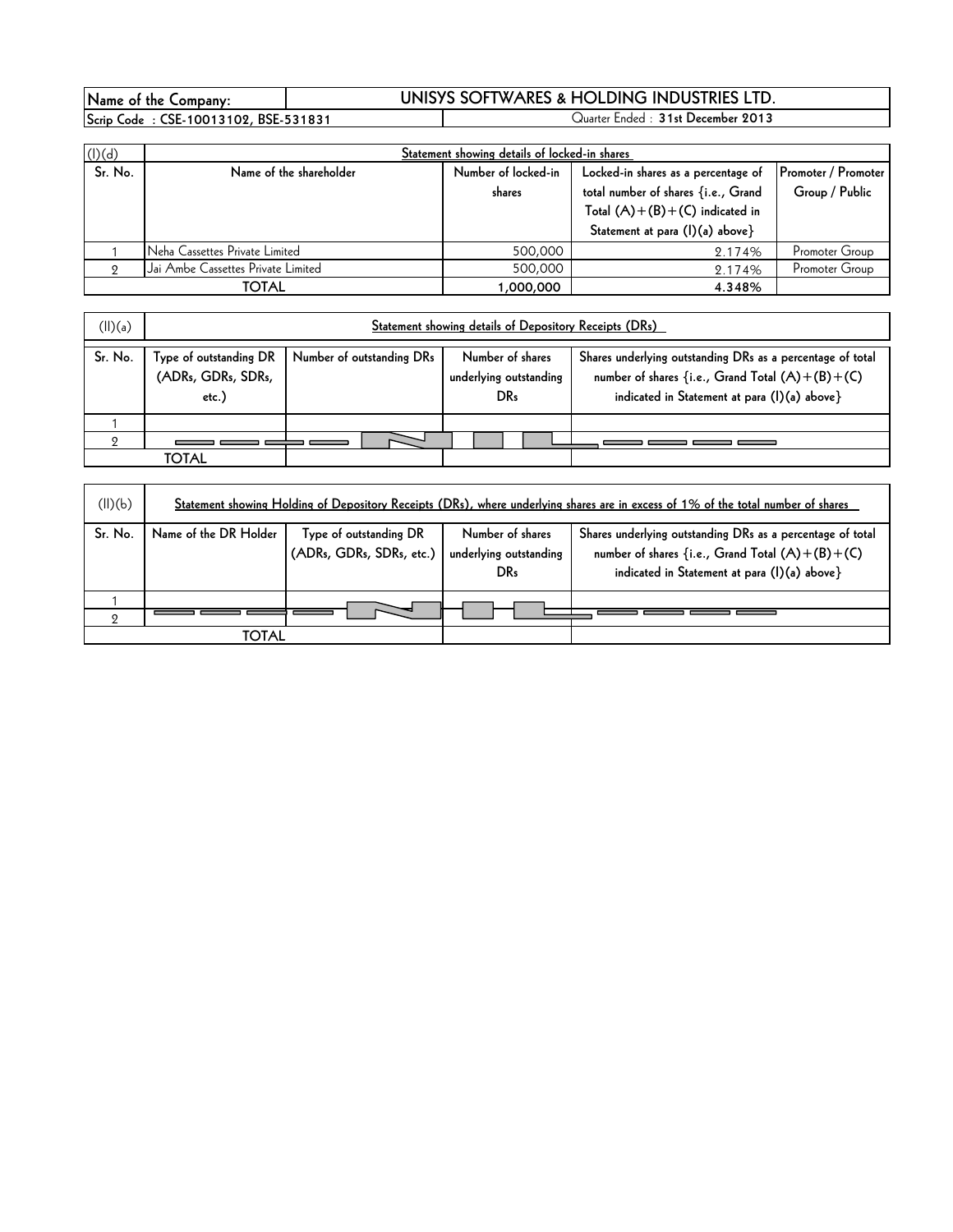| Name of the Company: | UNISYS SOFTWARES & HOLDING INDUSTRIES LTD. |
|---|---|
| Scrip Code : CSE-10013102, BSE-531831 | Quarter Ended : **31st December 2013** |

**(I)(d) Statement showing details of locked-in shares**

| Sr. No. | Name of the shareholder | Number of locked-in shares | Locked-in shares as a percentage of total number of shares {i.e., Grand Total (A)+(B)+(C) indicated in Statement at para (I)(a) above} | Promoter / Promoter Group / Public |
|---|---|---|---|---|
| 1 | Neha Cassettes Private Limited | 500,000 | 2.174% | Promoter Group |
| 2 | Jai Ambe Cassettes Private Limited | 500,000 | 2.174% | Promoter Group |
| | **TOTAL** | **1,000,000** | **4.348%** | |

**(II)(a) Statement showing details of Depository Receipts (DRs)**

| Sr. No. | Type of outstanding DR (ADRs, GDRs, SDRs, etc.) | Number of outstanding DRs | Number of shares underlying outstanding DRs | Shares underlying outstanding DRs as a percentage of total number of shares {i.e., Grand Total (A)+(B)+(C) indicated in Statement at para (I)(a) above} |
|---|---|---|---|---|
| 1 | | | | |
| 2 | | | | |
| TOTAL | | | | |

**(II)(b) Statement showing Holding of Depository Receipts (DRs), where underlying shares are in excess of 1% of the total number of shares**

| Sr. No. | Name of the DR Holder | Type of outstanding DR (ADRs, GDRs, SDRs, etc.) | Number of shares underlying outstanding DRs | Shares underlying outstanding DRs as a percentage of total number of shares {i.e., Grand Total (A)+(B)+(C) indicated in Statement at para (I)(a) above} |
|---|---|---|---|---|
| 1 | | | | |
| 2 | | | | |
| TOTAL | | | | |